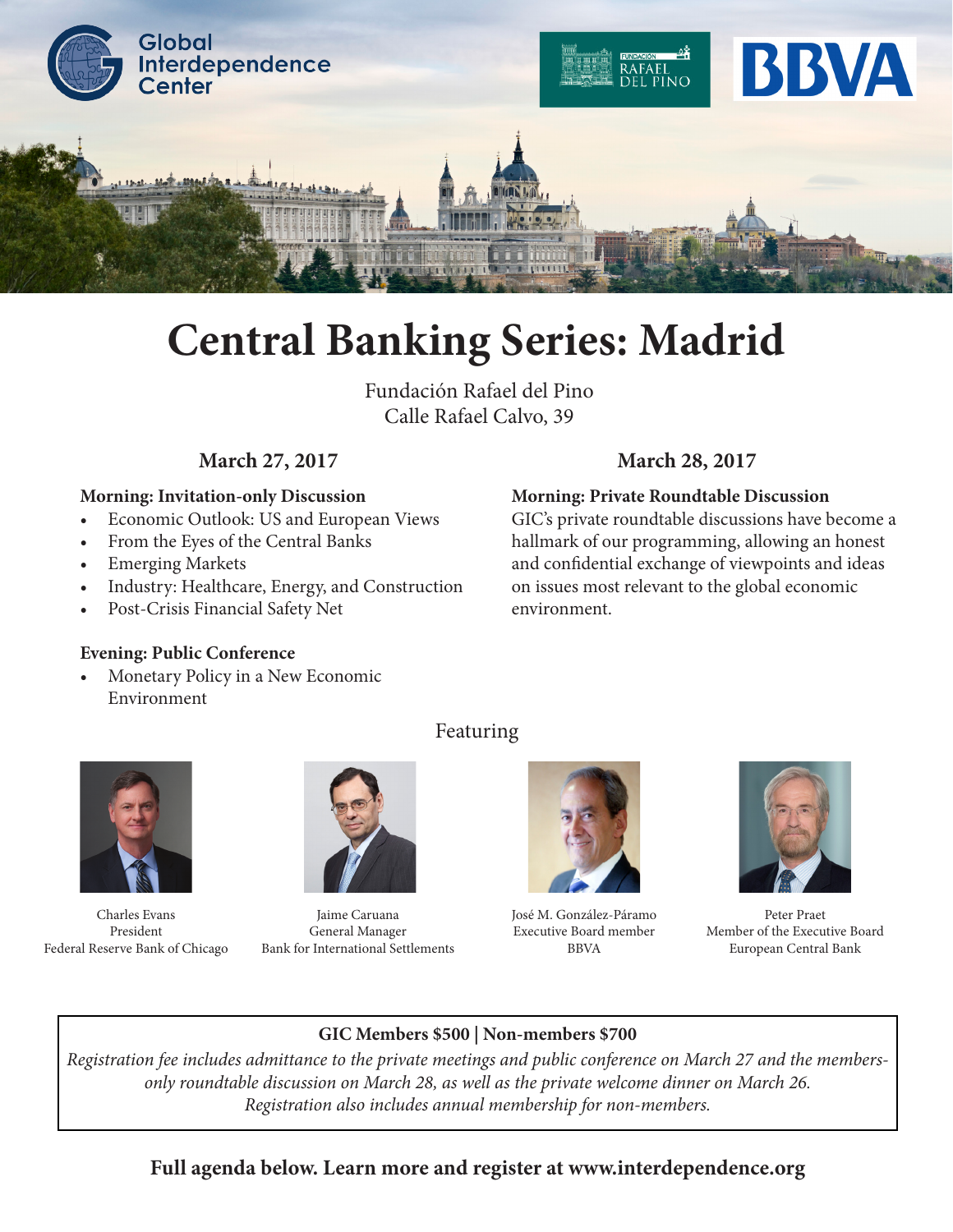Global Interdependence Center

Fundación Rafael del Pino

BBVA

# Central Banking Series: Madrid

Fundación Rafael del Pino
Calle Rafael Calvo, 39

## March 27, 2017

**Morning: Invitation-only Discussion**

- Economic Outlook: US and European Views
- From the Eyes of the Central Banks
- Emerging Markets
- Industry: Healthcare, Energy, and Construction
- Post-Crisis Financial Safety Net

**Evening: Public Conference**

- Monetary Policy in a New Economic Environment

## March 28, 2017

**Morning: Private Roundtable Discussion**

GIC's private roundtable discussions have become a hallmark of our programming, allowing an honest and confidential exchange of viewpoints and ideas on issues most relevant to the global economic environment.

Featuring

Charles Evans
President
Federal Reserve Bank of Chicago

Jaime Caruana
General Manager
Bank for International Settlements

José M. González-Páramo
Executive Board member
BBVA

Peter Praet
Member of the Executive Board
European Central Bank

**GIC Members $500 | Non-members $700**

*Registration fee includes admittance to the private meetings and public conference on March 27 and the members-only roundtable discussion on March 28, as well as the private welcome dinner on March 26. Registration also includes annual membership for non-members.*

**Full agenda below. Learn more and register at www.interdependence.org**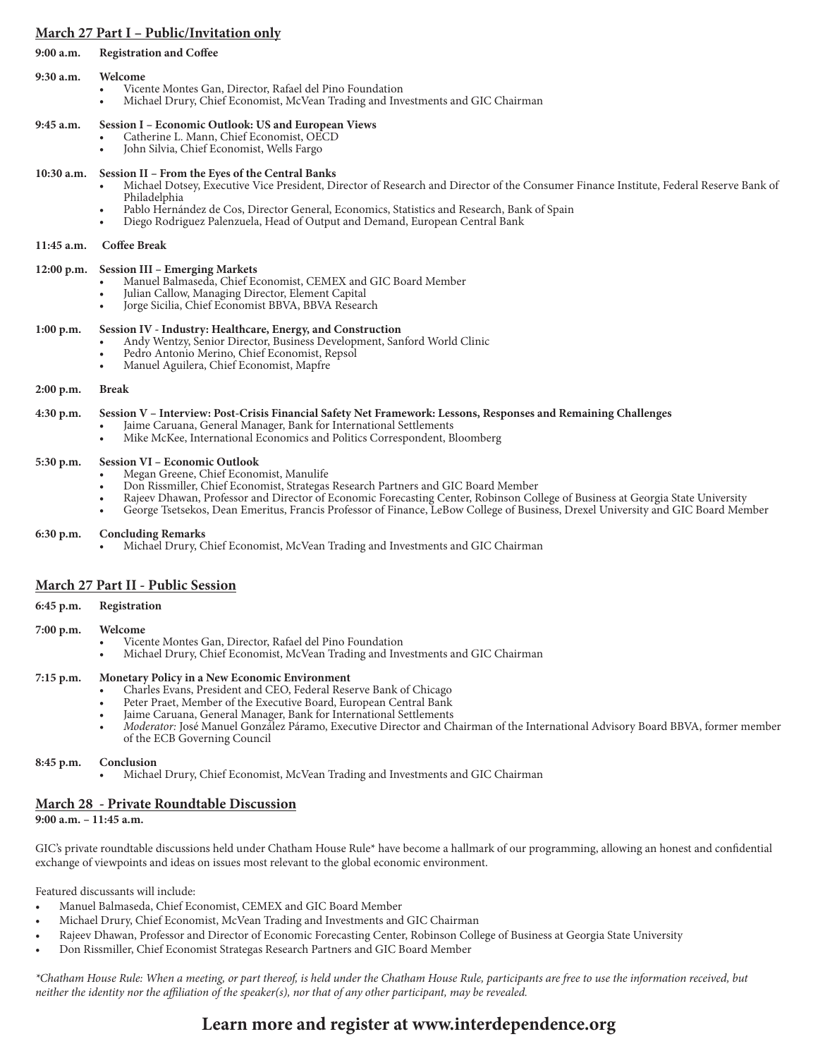## March 27 Part I – Public/Invitation only

**9:00 a.m.** **Registration and Coffee**

**9:30 a.m.** **Welcome**

- Vicente Montes Gan, Director, Rafael del Pino Foundation
- Michael Drury, Chief Economist, McVean Trading and Investments and GIC Chairman

**9:45 a.m.** **Session I – Economic Outlook: US and European Views**

- Catherine L. Mann, Chief Economist, OECD
- John Silvia, Chief Economist, Wells Fargo

**10:30 a.m.** **Session II – From the Eyes of the Central Banks**

- Michael Dotsey, Executive Vice President, Director of Research and Director of the Consumer Finance Institute, Federal Reserve Bank of Philadelphia
- Pablo Hernández de Cos, Director General, Economics, Statistics and Research, Bank of Spain
- Diego Rodriguez Palenzuela, Head of Output and Demand, European Central Bank

**11:45 a.m.** **Coffee Break**

**12:00 p.m.** **Session III – Emerging Markets**

- Manuel Balmaseda, Chief Economist, CEMEX and GIC Board Member
- Julian Callow, Managing Director, Element Capital
- Jorge Sicilia, Chief Economist BBVA, BBVA Research

**1:00 p.m.** **Session IV - Industry: Healthcare, Energy, and Construction**

- Andy Wentzy, Senior Director, Business Development, Sanford World Clinic
- Pedro Antonio Merino, Chief Economist, Repsol
- Manuel Aguilera, Chief Economist, Mapfre

**2:00 p.m.** **Break**

**4:30 p.m.** **Session V – Interview: Post-Crisis Financial Safety Net Framework: Lessons, Responses and Remaining Challenges**

- Jaime Caruana, General Manager, Bank for International Settlements
- Mike McKee, International Economics and Politics Correspondent, Bloomberg

**5:30 p.m.** **Session VI – Economic Outlook**

- Megan Greene, Chief Economist, Manulife
- Don Rissmiller, Chief Economist, Strategas Research Partners and GIC Board Member
- Rajeev Dhawan, Professor and Director of Economic Forecasting Center, Robinson College of Business at Georgia State University
- George Tsetsekos, Dean Emeritus, Francis Professor of Finance, LeBow College of Business, Drexel University and GIC Board Member

**6:30 p.m.** **Concluding Remarks**

- Michael Drury, Chief Economist, McVean Trading and Investments and GIC Chairman

## March 27 Part II - Public Session

**6:45 p.m.** **Registration**

**7:00 p.m.** **Welcome**

- Vicente Montes Gan, Director, Rafael del Pino Foundation
- Michael Drury, Chief Economist, McVean Trading and Investments and GIC Chairman

**7:15 p.m.** **Monetary Policy in a New Economic Environment**

- Charles Evans, President and CEO, Federal Reserve Bank of Chicago
- Peter Praet, Member of the Executive Board, European Central Bank
- Jaime Caruana, General Manager, Bank for International Settlements
- *Moderator:* José Manuel González Páramo, Executive Director and Chairman of the International Advisory Board BBVA, former member of the ECB Governing Council

**8:45 p.m.** **Conclusion**

- Michael Drury, Chief Economist, McVean Trading and Investments and GIC Chairman

## March 28 - Private Roundtable Discussion

**9:00 a.m. – 11:45 a.m.**

GIC's private roundtable discussions held under Chatham House Rule* have become a hallmark of our programming, allowing an honest and confidential exchange of viewpoints and ideas on issues most relevant to the global economic environment.

Featured discussants will include:

- Manuel Balmaseda, Chief Economist, CEMEX and GIC Board Member
- Michael Drury, Chief Economist, McVean Trading and Investments and GIC Chairman
- Rajeev Dhawan, Professor and Director of Economic Forecasting Center, Robinson College of Business at Georgia State University
- Don Rissmiller, Chief Economist Strategas Research Partners and GIC Board Member

*\*Chatham House Rule: When a meeting, or part thereof, is held under the Chatham House Rule, participants are free to use the information received, but neither the identity nor the affiliation of the speaker(s), nor that of any other participant, may be revealed.*

# Learn more and register at www.interdependence.org